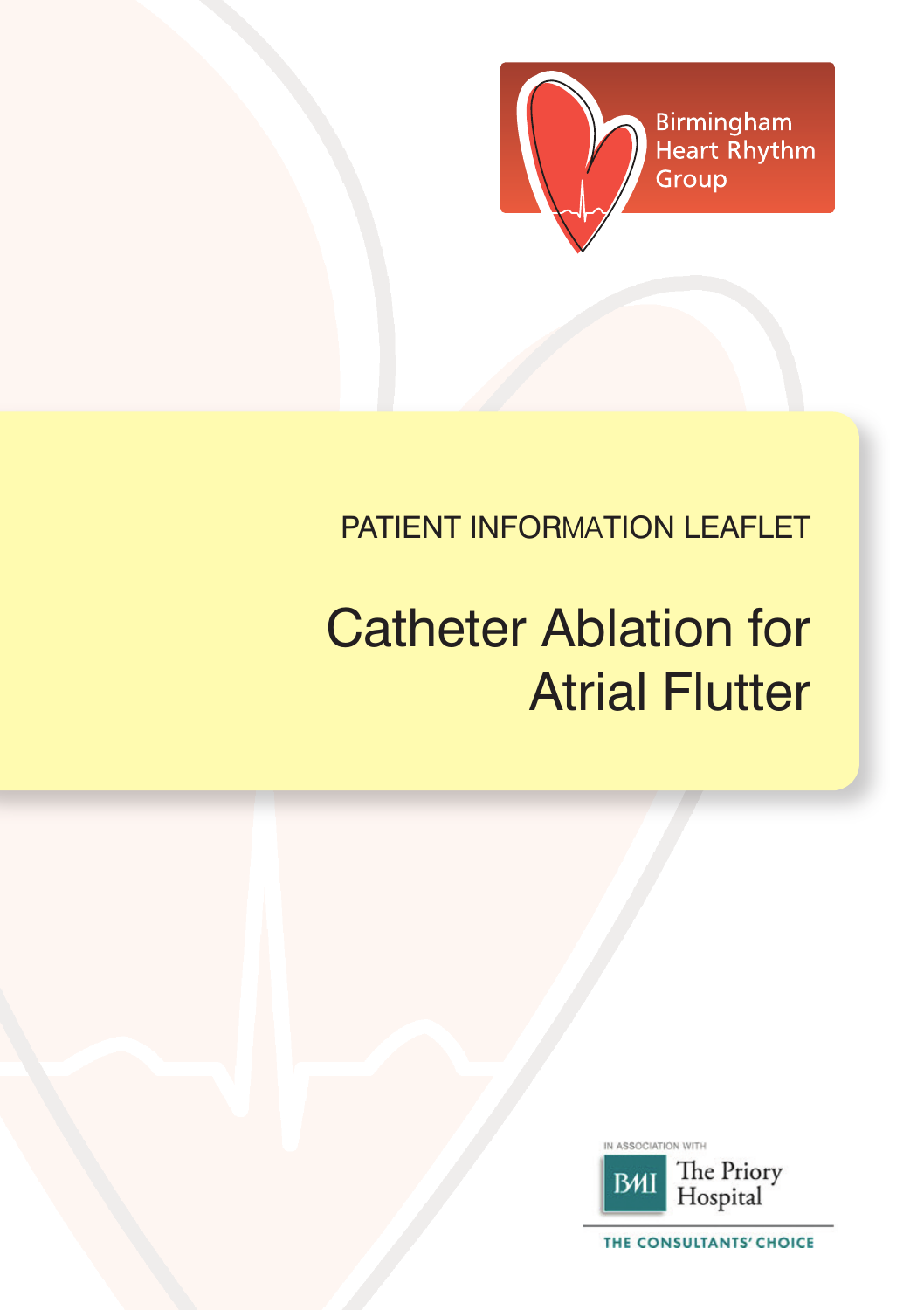Birmingham Heart Rhythm Group

PATIENT INFORMATION LEAFLET

# Catheter Ablation for Atrial Flutter

IN ASSOCIATION WITH

BMI The Priory Hospital

THE CONSULTANTS' CHOICE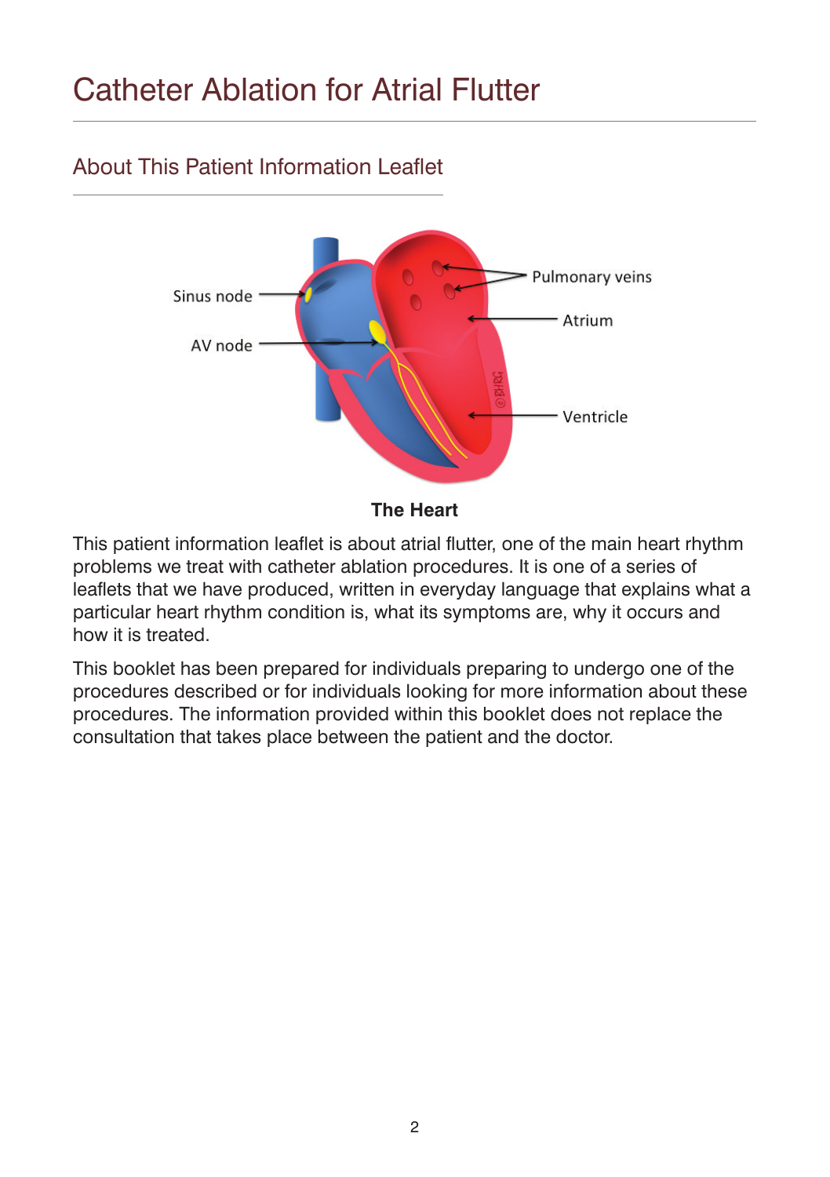# Catheter Ablation for Atrial Flutter

## About This Patient Information Leaflet

Sinus node
AV node
Pulmonary veins
Atrium
Ventricle
©BHRG

**The Heart**

This patient information leaflet is about atrial flutter, one of the main heart rhythm problems we treat with catheter ablation procedures. It is one of a series of leaflets that we have produced, written in everyday language that explains what a particular heart rhythm condition is, what its symptoms are, why it occurs and how it is treated.

This booklet has been prepared for individuals preparing to undergo one of the procedures described or for individuals looking for more information about these procedures. The information provided within this booklet does not replace the consultation that takes place between the patient and the doctor.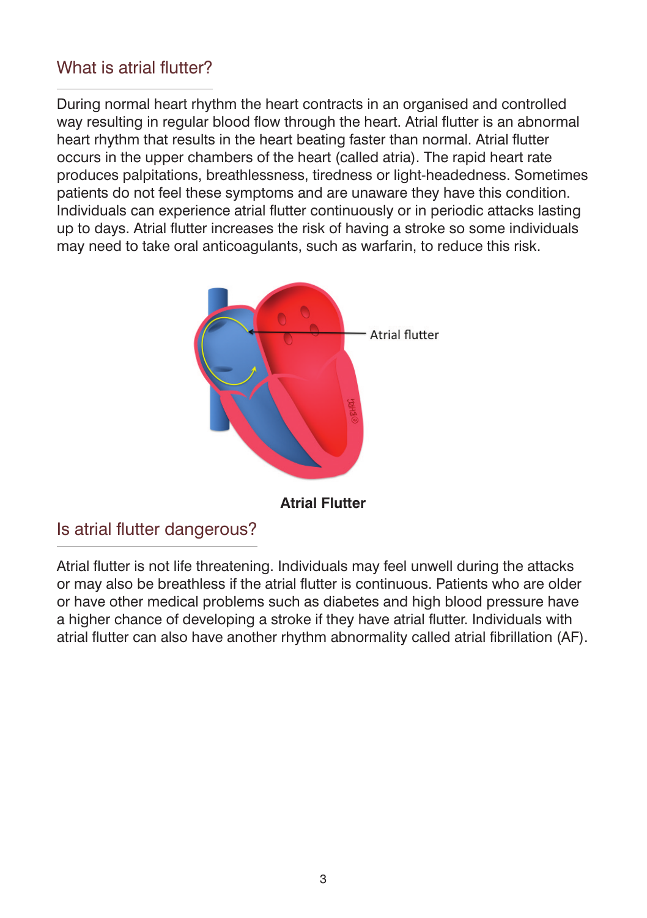## What is atrial flutter?

During normal heart rhythm the heart contracts in an organised and controlled way resulting in regular blood flow through the heart. Atrial flutter is an abnormal heart rhythm that results in the heart beating faster than normal. Atrial flutter occurs in the upper chambers of the heart (called atria). The rapid heart rate produces palpitations, breathlessness, tiredness or light-headedness. Sometimes patients do not feel these symptoms and are unaware they have this condition. Individuals can experience atrial flutter continuously or in periodic attacks lasting up to days. Atrial flutter increases the risk of having a stroke so some individuals may need to take oral anticoagulants, such as warfarin, to reduce this risk.

Atrial flutter

**Atrial Flutter**

## Is atrial flutter dangerous?

Atrial flutter is not life threatening. Individuals may feel unwell during the attacks or may also be breathless if the atrial flutter is continuous. Patients who are older or have other medical problems such as diabetes and high blood pressure have a higher chance of developing a stroke if they have atrial flutter. Individuals with atrial flutter can also have another rhythm abnormality called atrial fibrillation (AF).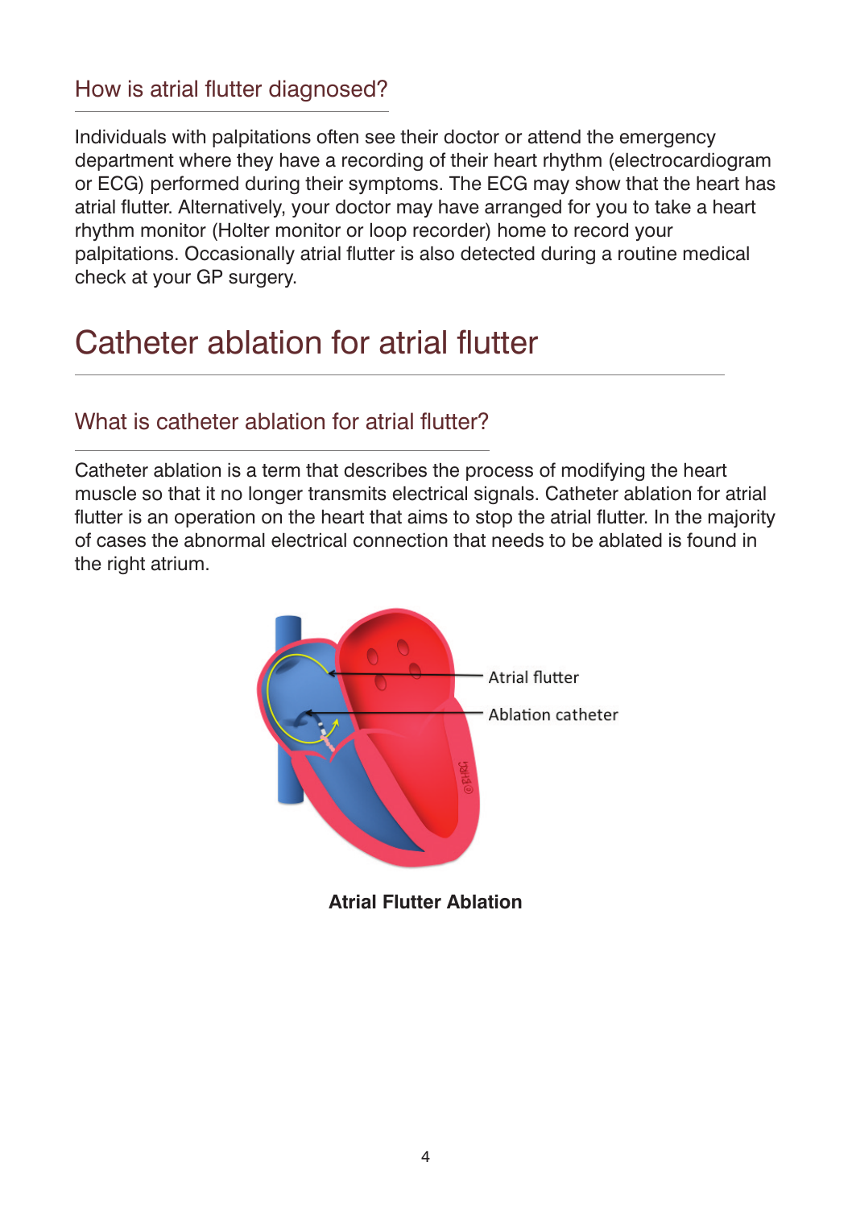### How is atrial flutter diagnosed?

Individuals with palpitations often see their doctor or attend the emergency department where they have a recording of their heart rhythm (electrocardiogram or ECG) performed during their symptoms. The ECG may show that the heart has atrial flutter. Alternatively, your doctor may have arranged for you to take a heart rhythm monitor (Holter monitor or loop recorder) home to record your palpitations. Occasionally atrial flutter is also detected during a routine medical check at your GP surgery.

## Catheter ablation for atrial flutter

### What is catheter ablation for atrial flutter?

Catheter ablation is a term that describes the process of modifying the heart muscle so that it no longer transmits electrical signals. Catheter ablation for atrial flutter is an operation on the heart that aims to stop the atrial flutter. In the majority of cases the abnormal electrical connection that needs to be ablated is found in the right atrium.

Atrial flutter

Ablation catheter

**Atrial Flutter Ablation**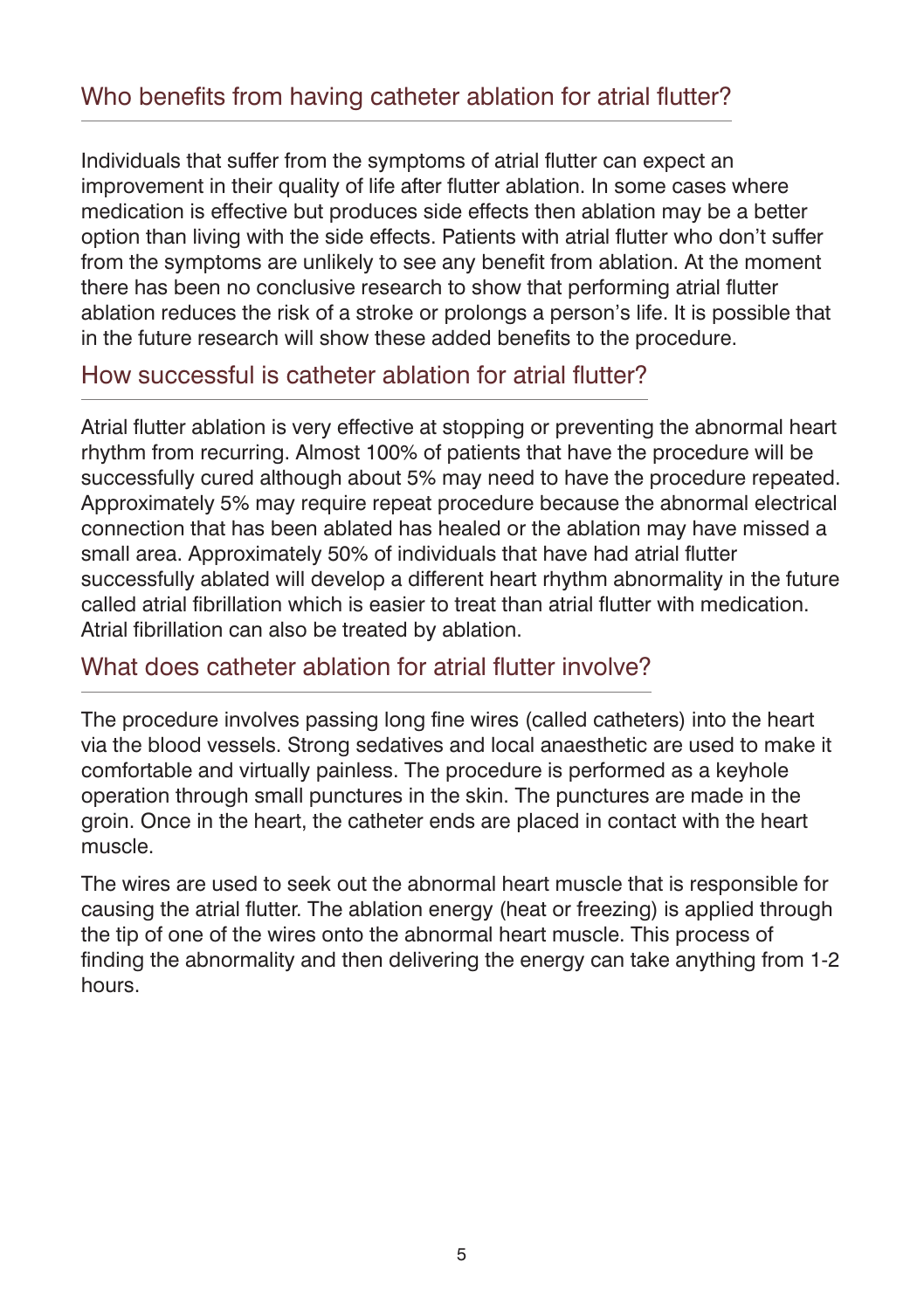## Who benefits from having catheter ablation for atrial flutter?

Individuals that suffer from the symptoms of atrial flutter can expect an improvement in their quality of life after flutter ablation. In some cases where medication is effective but produces side effects then ablation may be a better option than living with the side effects. Patients with atrial flutter who don't suffer from the symptoms are unlikely to see any benefit from ablation. At the moment there has been no conclusive research to show that performing atrial flutter ablation reduces the risk of a stroke or prolongs a person's life. It is possible that in the future research will show these added benefits to the procedure.

## How successful is catheter ablation for atrial flutter?

Atrial flutter ablation is very effective at stopping or preventing the abnormal heart rhythm from recurring. Almost 100% of patients that have the procedure will be successfully cured although about 5% may need to have the procedure repeated. Approximately 5% may require repeat procedure because the abnormal electrical connection that has been ablated has healed or the ablation may have missed a small area. Approximately 50% of individuals that have had atrial flutter successfully ablated will develop a different heart rhythm abnormality in the future called atrial fibrillation which is easier to treat than atrial flutter with medication. Atrial fibrillation can also be treated by ablation.

## What does catheter ablation for atrial flutter involve?

The procedure involves passing long fine wires (called catheters) into the heart via the blood vessels. Strong sedatives and local anaesthetic are used to make it comfortable and virtually painless. The procedure is performed as a keyhole operation through small punctures in the skin. The punctures are made in the groin. Once in the heart, the catheter ends are placed in contact with the heart muscle.

The wires are used to seek out the abnormal heart muscle that is responsible for causing the atrial flutter. The ablation energy (heat or freezing) is applied through the tip of one of the wires onto the abnormal heart muscle. This process of finding the abnormality and then delivering the energy can take anything from 1-2 hours.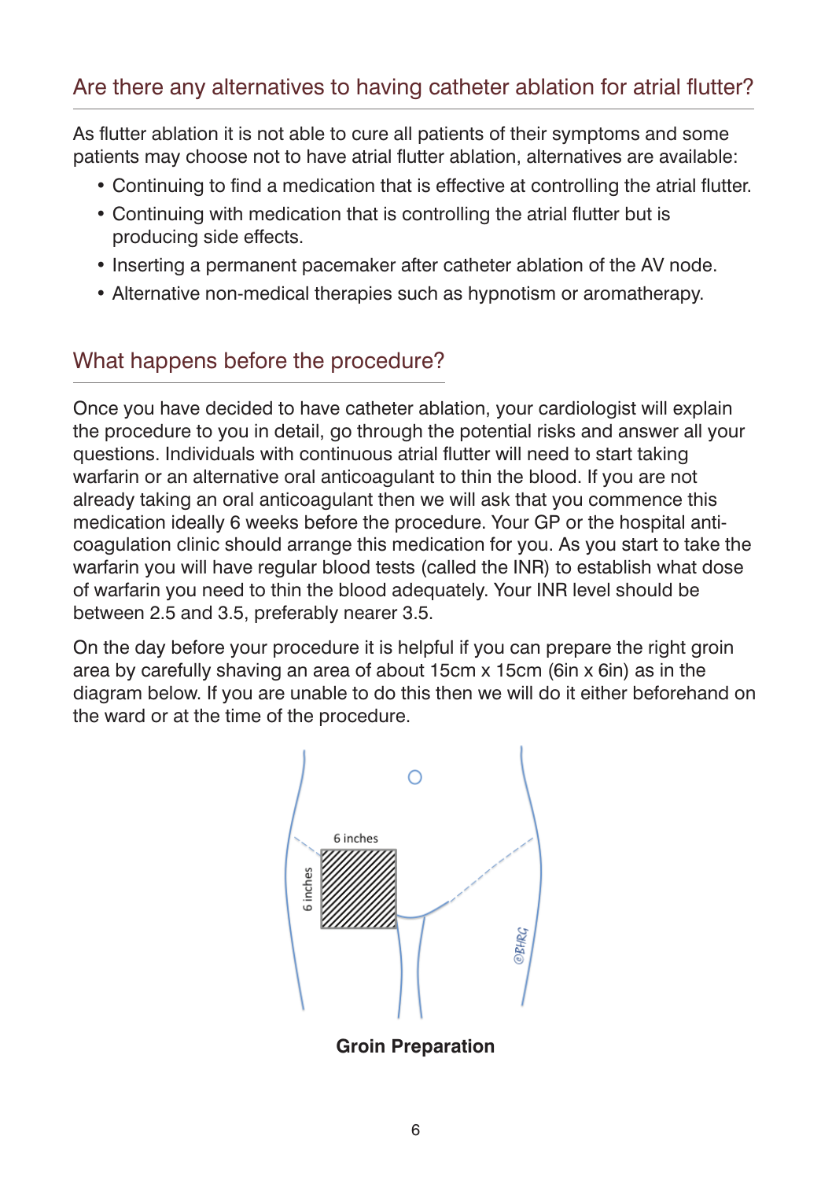## Are there any alternatives to having catheter ablation for atrial flutter?

As flutter ablation it is not able to cure all patients of their symptoms and some patients may choose not to have atrial flutter ablation, alternatives are available:

- Continuing to find a medication that is effective at controlling the atrial flutter.
- Continuing with medication that is controlling the atrial flutter but is producing side effects.
- Inserting a permanent pacemaker after catheter ablation of the AV node.
- Alternative non-medical therapies such as hypnotism or aromatherapy.

## What happens before the procedure?

Once you have decided to have catheter ablation, your cardiologist will explain the procedure to you in detail, go through the potential risks and answer all your questions. Individuals with continuous atrial flutter will need to start taking warfarin or an alternative oral anticoagulant to thin the blood. If you are not already taking an oral anticoagulant then we will ask that you commence this medication ideally 6 weeks before the procedure. Your GP or the hospital anti-coagulation clinic should arrange this medication for you. As you start to take the warfarin you will have regular blood tests (called the INR) to establish what dose of warfarin you need to thin the blood adequately. Your INR level should be between 2.5 and 3.5, preferably nearer 3.5.

On the day before your procedure it is helpful if you can prepare the right groin area by carefully shaving an area of about 15cm x 15cm (6in x 6in) as in the diagram below. If you are unable to do this then we will do it either beforehand on the ward or at the time of the procedure.

6 inches

6 inches

©BHRG

**Groin Preparation**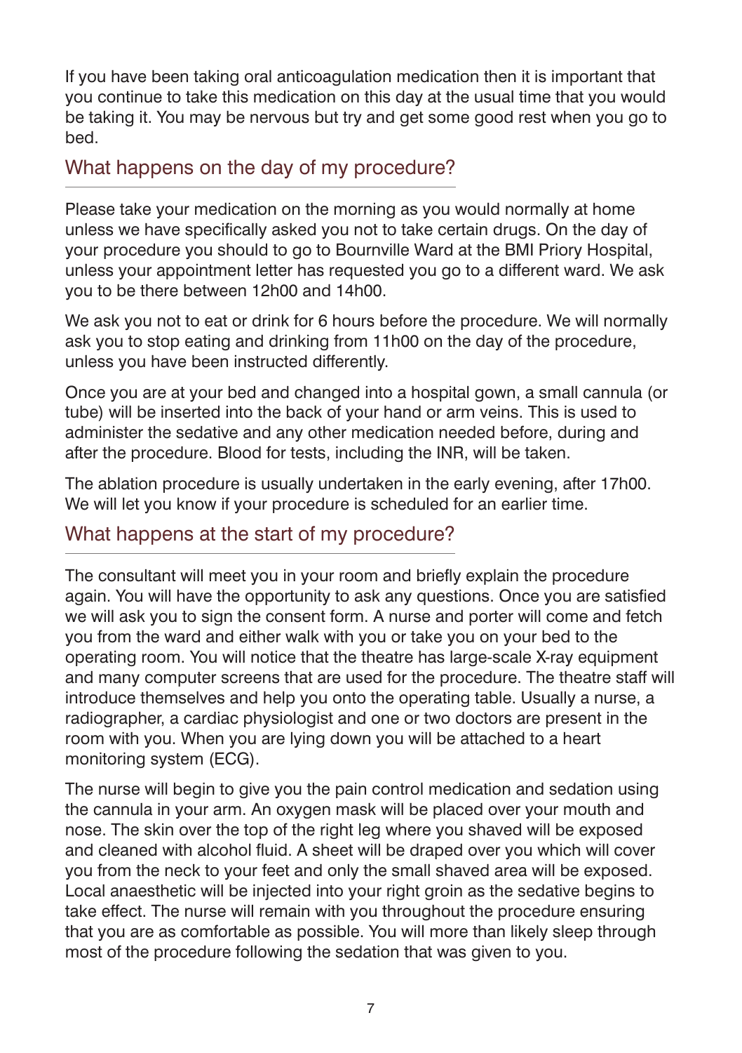If you have been taking oral anticoagulation medication then it is important that you continue to take this medication on this day at the usual time that you would be taking it. You may be nervous but try and get some good rest when you go to bed.

## What happens on the day of my procedure?

Please take your medication on the morning as you would normally at home unless we have specifically asked you not to take certain drugs. On the day of your procedure you should to go to Bournville Ward at the BMI Priory Hospital, unless your appointment letter has requested you go to a different ward. We ask you to be there between 12h00 and 14h00.

We ask you not to eat or drink for 6 hours before the procedure. We will normally ask you to stop eating and drinking from 11h00 on the day of the procedure, unless you have been instructed differently.

Once you are at your bed and changed into a hospital gown, a small cannula (or tube) will be inserted into the back of your hand or arm veins. This is used to administer the sedative and any other medication needed before, during and after the procedure. Blood for tests, including the INR, will be taken.

The ablation procedure is usually undertaken in the early evening, after 17h00. We will let you know if your procedure is scheduled for an earlier time.

## What happens at the start of my procedure?

The consultant will meet you in your room and briefly explain the procedure again. You will have the opportunity to ask any questions. Once you are satisfied we will ask you to sign the consent form. A nurse and porter will come and fetch you from the ward and either walk with you or take you on your bed to the operating room. You will notice that the theatre has large-scale X-ray equipment and many computer screens that are used for the procedure. The theatre staff will introduce themselves and help you onto the operating table. Usually a nurse, a radiographer, a cardiac physiologist and one or two doctors are present in the room with you. When you are lying down you will be attached to a heart monitoring system (ECG).

The nurse will begin to give you the pain control medication and sedation using the cannula in your arm. An oxygen mask will be placed over your mouth and nose. The skin over the top of the right leg where you shaved will be exposed and cleaned with alcohol fluid. A sheet will be draped over you which will cover you from the neck to your feet and only the small shaved area will be exposed. Local anaesthetic will be injected into your right groin as the sedative begins to take effect. The nurse will remain with you throughout the procedure ensuring that you are as comfortable as possible. You will more than likely sleep through most of the procedure following the sedation that was given to you.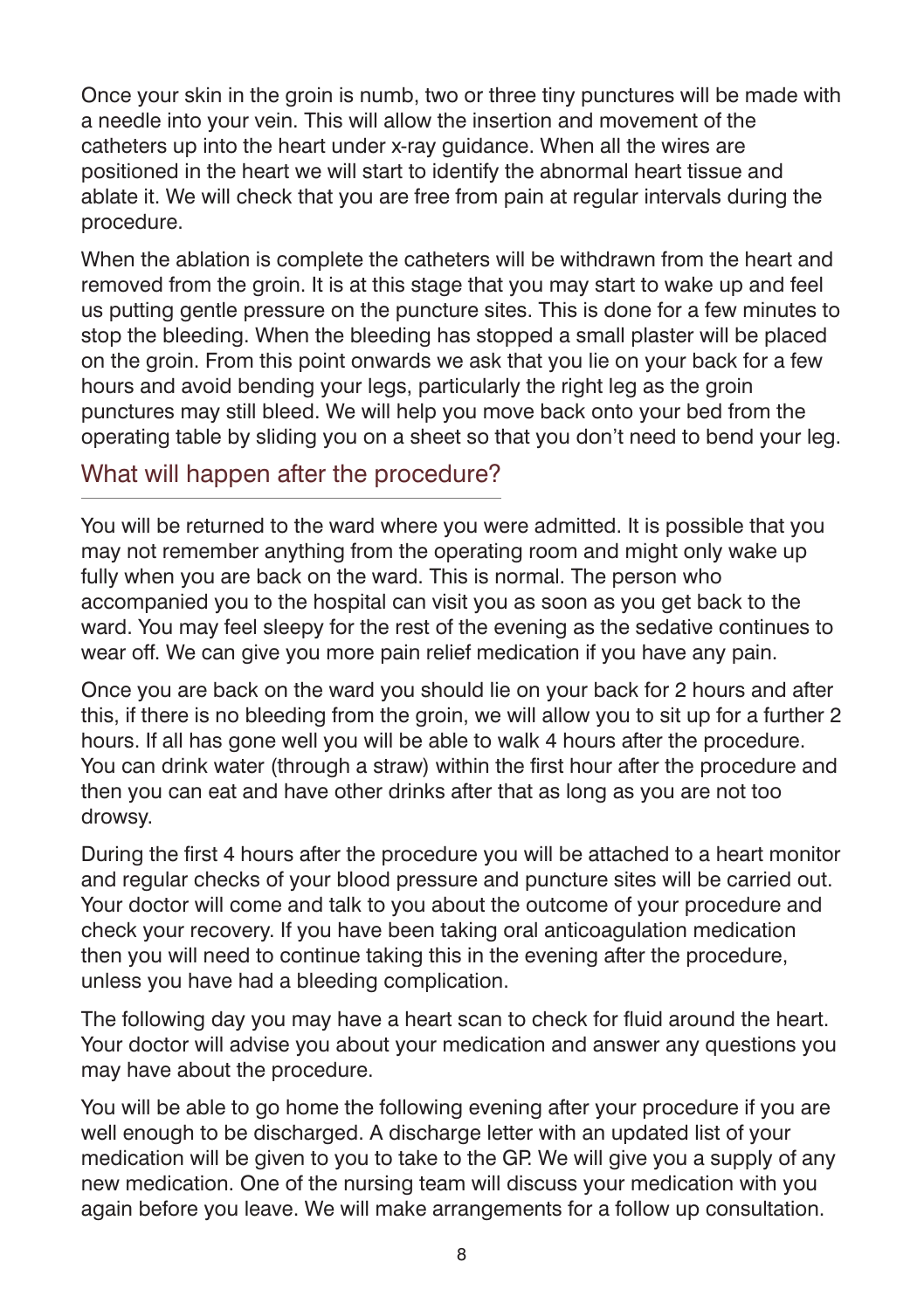Once your skin in the groin is numb, two or three tiny punctures will be made with a needle into your vein. This will allow the insertion and movement of the catheters up into the heart under x-ray guidance. When all the wires are positioned in the heart we will start to identify the abnormal heart tissue and ablate it. We will check that you are free from pain at regular intervals during the procedure.

When the ablation is complete the catheters will be withdrawn from the heart and removed from the groin. It is at this stage that you may start to wake up and feel us putting gentle pressure on the puncture sites. This is done for a few minutes to stop the bleeding. When the bleeding has stopped a small plaster will be placed on the groin. From this point onwards we ask that you lie on your back for a few hours and avoid bending your legs, particularly the right leg as the groin punctures may still bleed. We will help you move back onto your bed from the operating table by sliding you on a sheet so that you don't need to bend your leg.

## What will happen after the procedure?

You will be returned to the ward where you were admitted. It is possible that you may not remember anything from the operating room and might only wake up fully when you are back on the ward. This is normal. The person who accompanied you to the hospital can visit you as soon as you get back to the ward. You may feel sleepy for the rest of the evening as the sedative continues to wear off. We can give you more pain relief medication if you have any pain.

Once you are back on the ward you should lie on your back for 2 hours and after this, if there is no bleeding from the groin, we will allow you to sit up for a further 2 hours. If all has gone well you will be able to walk 4 hours after the procedure. You can drink water (through a straw) within the first hour after the procedure and then you can eat and have other drinks after that as long as you are not too drowsy.

During the first 4 hours after the procedure you will be attached to a heart monitor and regular checks of your blood pressure and puncture sites will be carried out. Your doctor will come and talk to you about the outcome of your procedure and check your recovery. If you have been taking oral anticoagulation medication then you will need to continue taking this in the evening after the procedure, unless you have had a bleeding complication.

The following day you may have a heart scan to check for fluid around the heart. Your doctor will advise you about your medication and answer any questions you may have about the procedure.

You will be able to go home the following evening after your procedure if you are well enough to be discharged. A discharge letter with an updated list of your medication will be given to you to take to the GP. We will give you a supply of any new medication. One of the nursing team will discuss your medication with you again before you leave. We will make arrangements for a follow up consultation.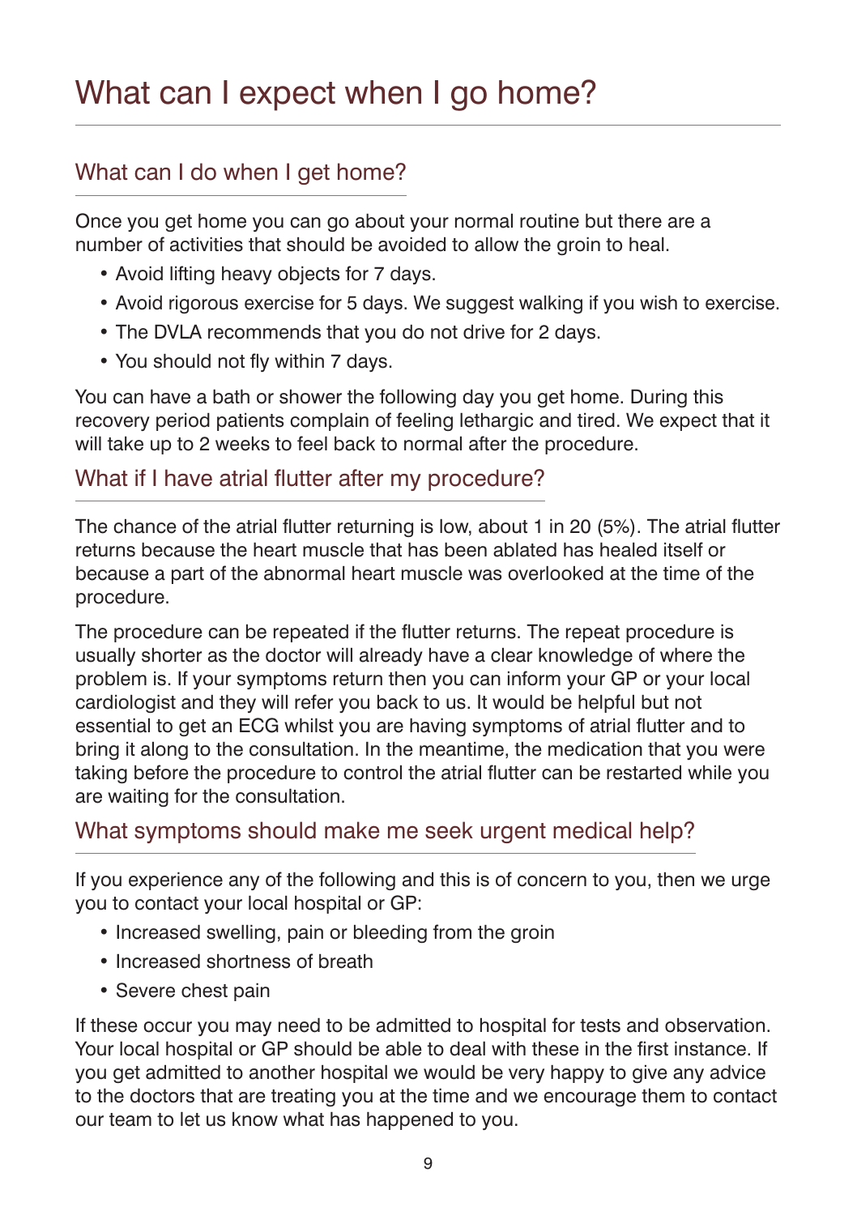# What can I expect when I go home?

## What can I do when I get home?

Once you get home you can go about your normal routine but there are a number of activities that should be avoided to allow the groin to heal.

- Avoid lifting heavy objects for 7 days.
- Avoid rigorous exercise for 5 days. We suggest walking if you wish to exercise.
- The DVLA recommends that you do not drive for 2 days.
- You should not fly within 7 days.

You can have a bath or shower the following day you get home. During this recovery period patients complain of feeling lethargic and tired. We expect that it will take up to 2 weeks to feel back to normal after the procedure.

## What if I have atrial flutter after my procedure?

The chance of the atrial flutter returning is low, about 1 in 20 (5%). The atrial flutter returns because the heart muscle that has been ablated has healed itself or because a part of the abnormal heart muscle was overlooked at the time of the procedure.

The procedure can be repeated if the flutter returns. The repeat procedure is usually shorter as the doctor will already have a clear knowledge of where the problem is. If your symptoms return then you can inform your GP or your local cardiologist and they will refer you back to us. It would be helpful but not essential to get an ECG whilst you are having symptoms of atrial flutter and to bring it along to the consultation. In the meantime, the medication that you were taking before the procedure to control the atrial flutter can be restarted while you are waiting for the consultation.

## What symptoms should make me seek urgent medical help?

If you experience any of the following and this is of concern to you, then we urge you to contact your local hospital or GP:

- Increased swelling, pain or bleeding from the groin
- Increased shortness of breath
- Severe chest pain

If these occur you may need to be admitted to hospital for tests and observation. Your local hospital or GP should be able to deal with these in the first instance. If you get admitted to another hospital we would be very happy to give any advice to the doctors that are treating you at the time and we encourage them to contact our team to let us know what has happened to you.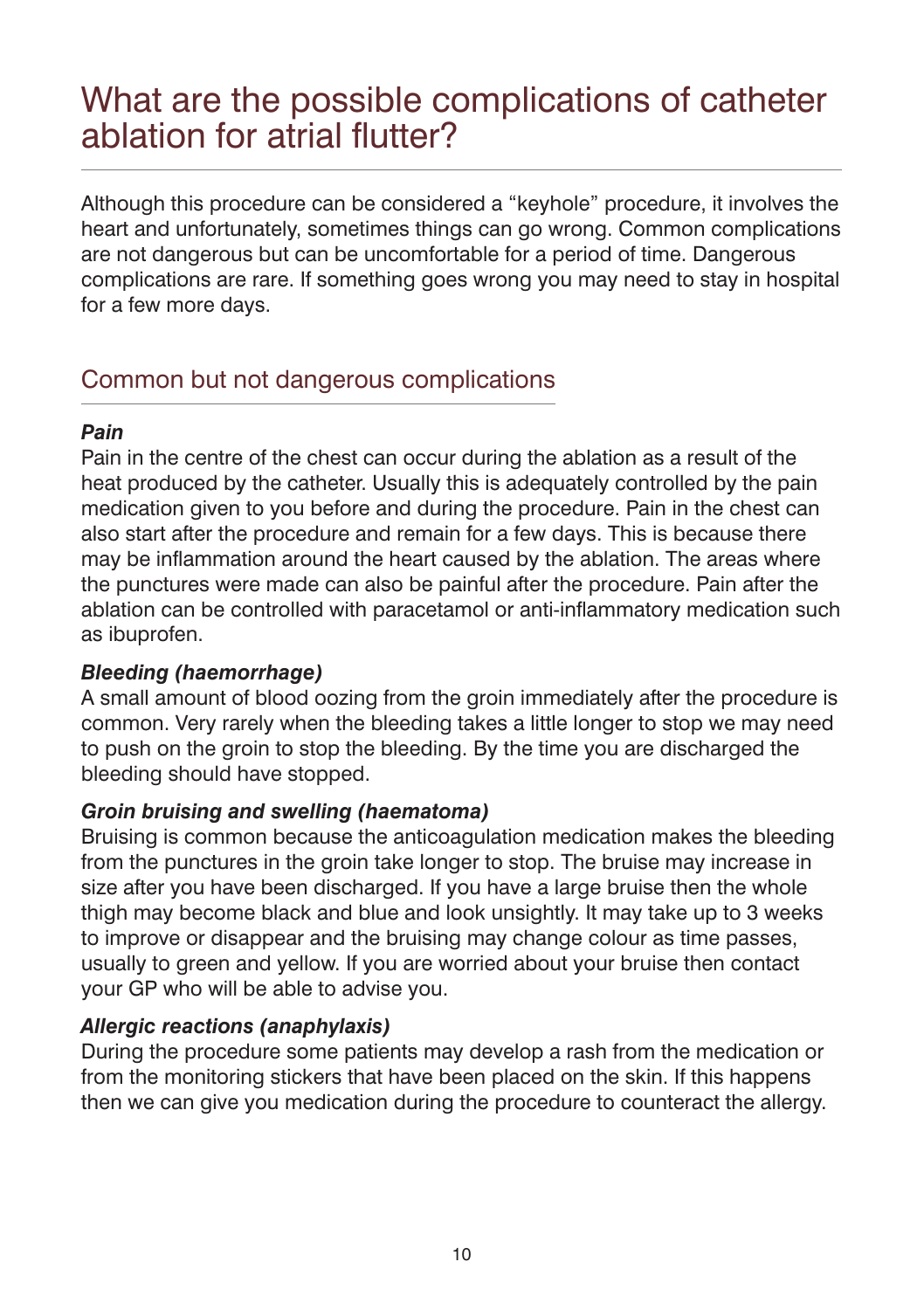# What are the possible complications of catheter ablation for atrial flutter?

Although this procedure can be considered a "keyhole" procedure, it involves the heart and unfortunately, sometimes things can go wrong. Common complications are not dangerous but can be uncomfortable for a period of time. Dangerous complications are rare. If something goes wrong you may need to stay in hospital for a few more days.

## Common but not dangerous complications

***Pain***

Pain in the centre of the chest can occur during the ablation as a result of the heat produced by the catheter. Usually this is adequately controlled by the pain medication given to you before and during the procedure. Pain in the chest can also start after the procedure and remain for a few days. This is because there may be inflammation around the heart caused by the ablation. The areas where the punctures were made can also be painful after the procedure. Pain after the ablation can be controlled with paracetamol or anti-inflammatory medication such as ibuprofen.

***Bleeding (haemorrhage)***

A small amount of blood oozing from the groin immediately after the procedure is common. Very rarely when the bleeding takes a little longer to stop we may need to push on the groin to stop the bleeding. By the time you are discharged the bleeding should have stopped.

***Groin bruising and swelling (haematoma)***

Bruising is common because the anticoagulation medication makes the bleeding from the punctures in the groin take longer to stop. The bruise may increase in size after you have been discharged. If you have a large bruise then the whole thigh may become black and blue and look unsightly. It may take up to 3 weeks to improve or disappear and the bruising may change colour as time passes, usually to green and yellow. If you are worried about your bruise then contact your GP who will be able to advise you.

***Allergic reactions (anaphylaxis)***

During the procedure some patients may develop a rash from the medication or from the monitoring stickers that have been placed on the skin. If this happens then we can give you medication during the procedure to counteract the allergy.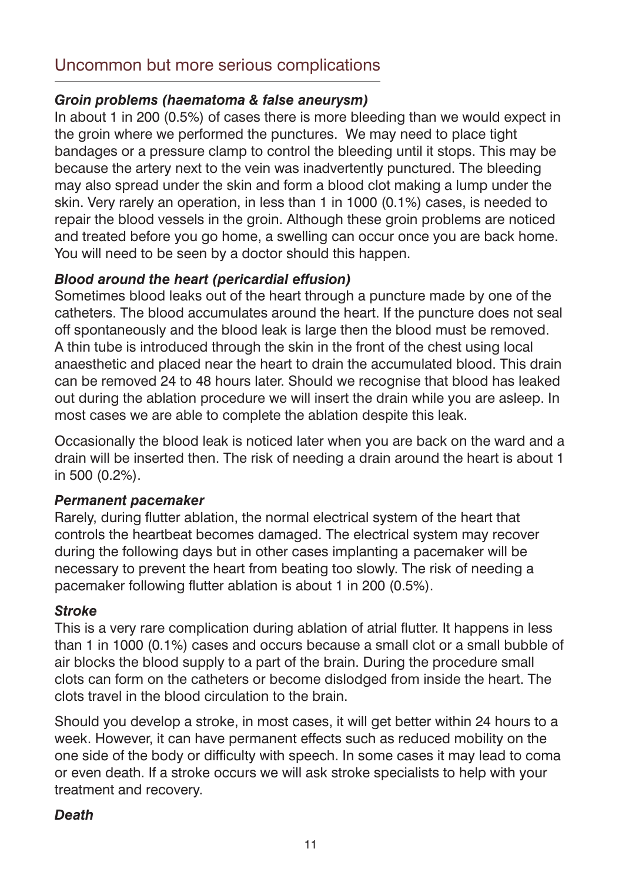## Uncommon but more serious complications

***Groin problems (haematoma & false aneurysm)***

In about 1 in 200 (0.5%) of cases there is more bleeding than we would expect in the groin where we performed the punctures. We may need to place tight bandages or a pressure clamp to control the bleeding until it stops. This may be because the artery next to the vein was inadvertently punctured. The bleeding may also spread under the skin and form a blood clot making a lump under the skin. Very rarely an operation, in less than 1 in 1000 (0.1%) cases, is needed to repair the blood vessels in the groin. Although these groin problems are noticed and treated before you go home, a swelling can occur once you are back home. You will need to be seen by a doctor should this happen.

***Blood around the heart (pericardial effusion)***

Sometimes blood leaks out of the heart through a puncture made by one of the catheters. The blood accumulates around the heart. If the puncture does not seal off spontaneously and the blood leak is large then the blood must be removed. A thin tube is introduced through the skin in the front of the chest using local anaesthetic and placed near the heart to drain the accumulated blood. This drain can be removed 24 to 48 hours later. Should we recognise that blood has leaked out during the ablation procedure we will insert the drain while you are asleep. In most cases we are able to complete the ablation despite this leak.

Occasionally the blood leak is noticed later when you are back on the ward and a drain will be inserted then. The risk of needing a drain around the heart is about 1 in 500 (0.2%).

***Permanent pacemaker***

Rarely, during flutter ablation, the normal electrical system of the heart that controls the heartbeat becomes damaged. The electrical system may recover during the following days but in other cases implanting a pacemaker will be necessary to prevent the heart from beating too slowly. The risk of needing a pacemaker following flutter ablation is about 1 in 200 (0.5%).

***Stroke***

This is a very rare complication during ablation of atrial flutter. It happens in less than 1 in 1000 (0.1%) cases and occurs because a small clot or a small bubble of air blocks the blood supply to a part of the brain. During the procedure small clots can form on the catheters or become dislodged from inside the heart. The clots travel in the blood circulation to the brain.

Should you develop a stroke, in most cases, it will get better within 24 hours to a week. However, it can have permanent effects such as reduced mobility on the one side of the body or difficulty with speech. In some cases it may lead to coma or even death. If a stroke occurs we will ask stroke specialists to help with your treatment and recovery.

***Death***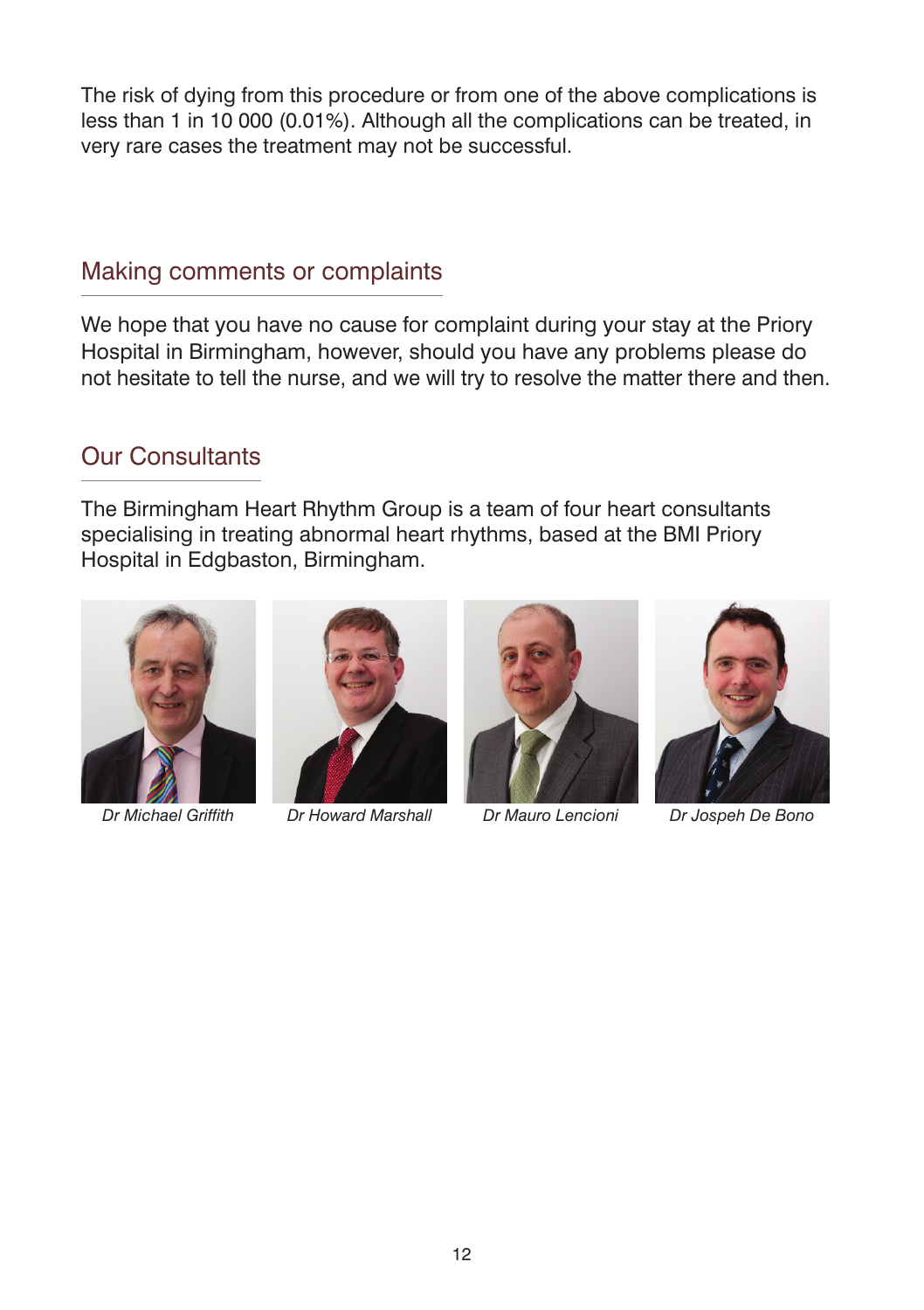The risk of dying from this procedure or from one of the above complications is less than 1 in 10 000 (0.01%). Although all the complications can be treated, in very rare cases the treatment may not be successful.

## Making comments or complaints

We hope that you have no cause for complaint during your stay at the Priory Hospital in Birmingham, however, should you have any problems please do not hesitate to tell the nurse, and we will try to resolve the matter there and then.

## Our Consultants

The Birmingham Heart Rhythm Group is a team of four heart consultants specialising in treating abnormal heart rhythms, based at the BMI Priory Hospital in Edgbaston, Birmingham.

*Dr Michael Griffith*

*Dr Howard Marshall*

*Dr Mauro Lencioni*

*Dr Jospeh De Bono*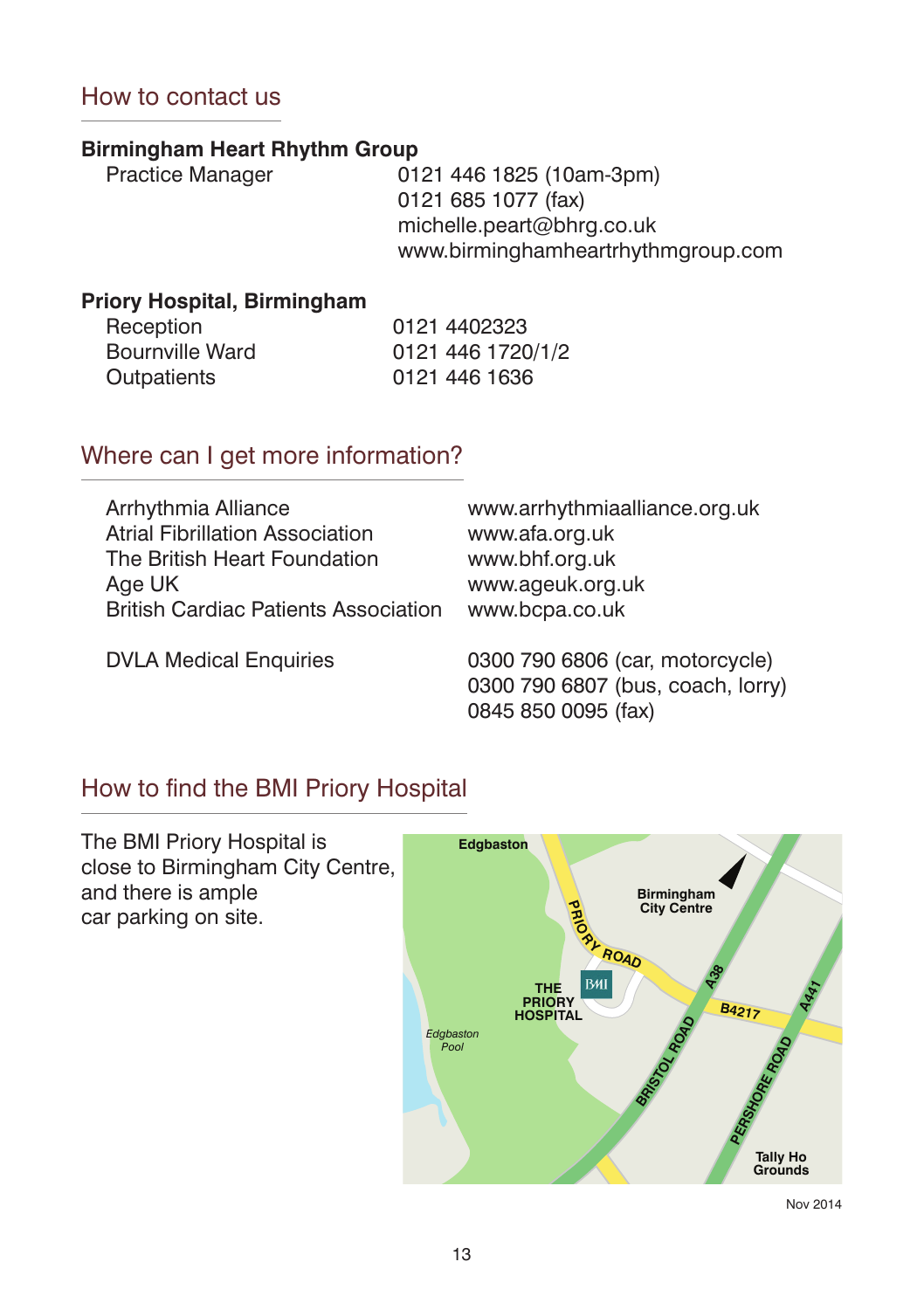## How to contact us

**Birmingham Heart Rhythm Group**

| | |
|---|---|
| Practice Manager | 0121 446 1825 (10am-3pm) |
| | 0121 685 1077 (fax) |
| | michelle.peart@bhrg.co.uk |
| | www.birminghamheartrhythmgroup.com |

**Priory Hospital, Birmingham**

| | |
|---|---|
| Reception | 0121 4402323 |
| Bournville Ward | 0121 446 1720/1/2 |
| Outpatients | 0121 446 1636 |

## Where can I get more information?

| | |
|---|---|
| Arrhythmia Alliance | www.arrhythmiaalliance.org.uk |
| Atrial Fibrillation Association | www.afa.org.uk |
| The British Heart Foundation | www.bhf.org.uk |
| Age UK | www.ageuk.org.uk |
| British Cardiac Patients Association | www.bcpa.co.uk |
| DVLA Medical Enquiries | 0300 790 6806 (car, motorcycle) |
| | 0300 790 6807 (bus, coach, lorry) |
| | 0845 850 0095 (fax) |

## How to find the BMI Priory Hospital

The BMI Priory Hospital is close to Birmingham City Centre, and there is ample car parking on site.

Edgbaston
Birmingham City Centre
PRIORY ROAD
BMI
THE PRIORY HOSPITAL
A38
B4217
A441
Edgbaston Pool
BRISTOL ROAD
PERSHORE ROAD
Tally Ho Grounds

Nov 2014